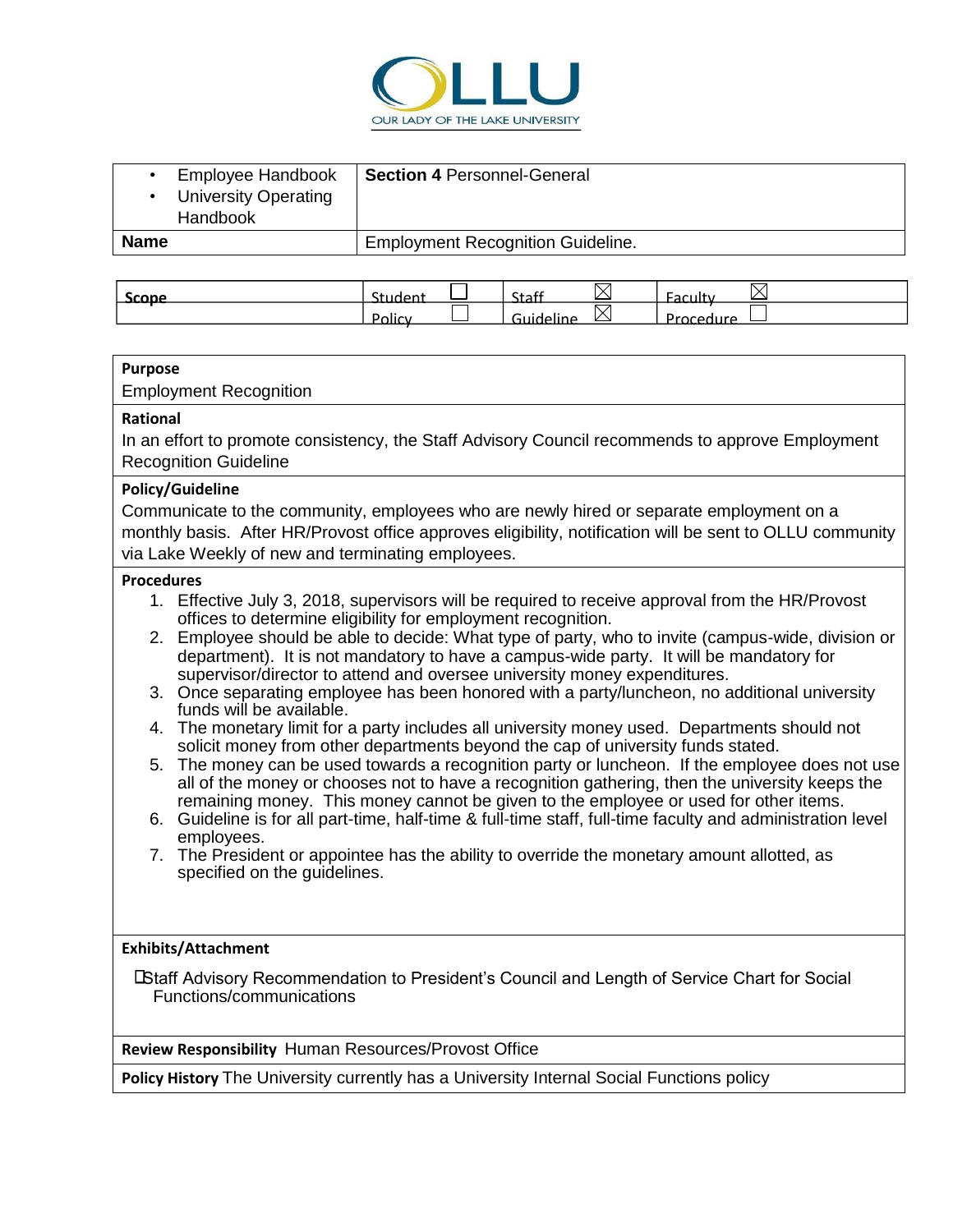OLLU
OUR LADY OF THE LAKE UNIVERSITY

| • Employee Handbook<br>• University Operating Handbook | **Section 4** Personnel-General |
|---|---|
| **Name** | Employment Recognition Guideline. |

| Scope | Student ☐ | Staff ☒ | Faculty ☒ |
|---|---|---|---|
| | Policy ☐ | Guideline ☒ | Procedure ☐ |

**Purpose**

Employment Recognition

**Rational**

In an effort to promote consistency, the Staff Advisory Council recommends to approve Employment Recognition Guideline

**Policy/Guideline**

Communicate to the community, employees who are newly hired or separate employment on a monthly basis. After HR/Provost office approves eligibility, notification will be sent to OLLU community via Lake Weekly of new and terminating employees.

**Procedures**

1. Effective July 3, 2018, supervisors will be required to receive approval from the HR/Provost offices to determine eligibility for employment recognition.
2. Employee should be able to decide: What type of party, who to invite (campus-wide, division or department). It is not mandatory to have a campus-wide party. It will be mandatory for supervisor/director to attend and oversee university money expenditures.
3. Once separating employee has been honored with a party/luncheon, no additional university funds will be available.
4. The monetary limit for a party includes all university money used. Departments should not solicit money from other departments beyond the cap of university funds stated.
5. The money can be used towards a recognition party or luncheon. If the employee does not use all of the money or chooses not to have a recognition gathering, then the university keeps the remaining money. This money cannot be given to the employee or used for other items.
6. Guideline is for all part-time, half-time & full-time staff, full-time faculty and administration level employees.
7. The President or appointee has the ability to override the monetary amount allotted, as specified on the guidelines.

**Exhibits/Attachment**

☐ Staff Advisory Recommendation to President's Council and Length of Service Chart for Social Functions/communications

**Review Responsibility** Human Resources/Provost Office

**Policy History** The University currently has a University Internal Social Functions policy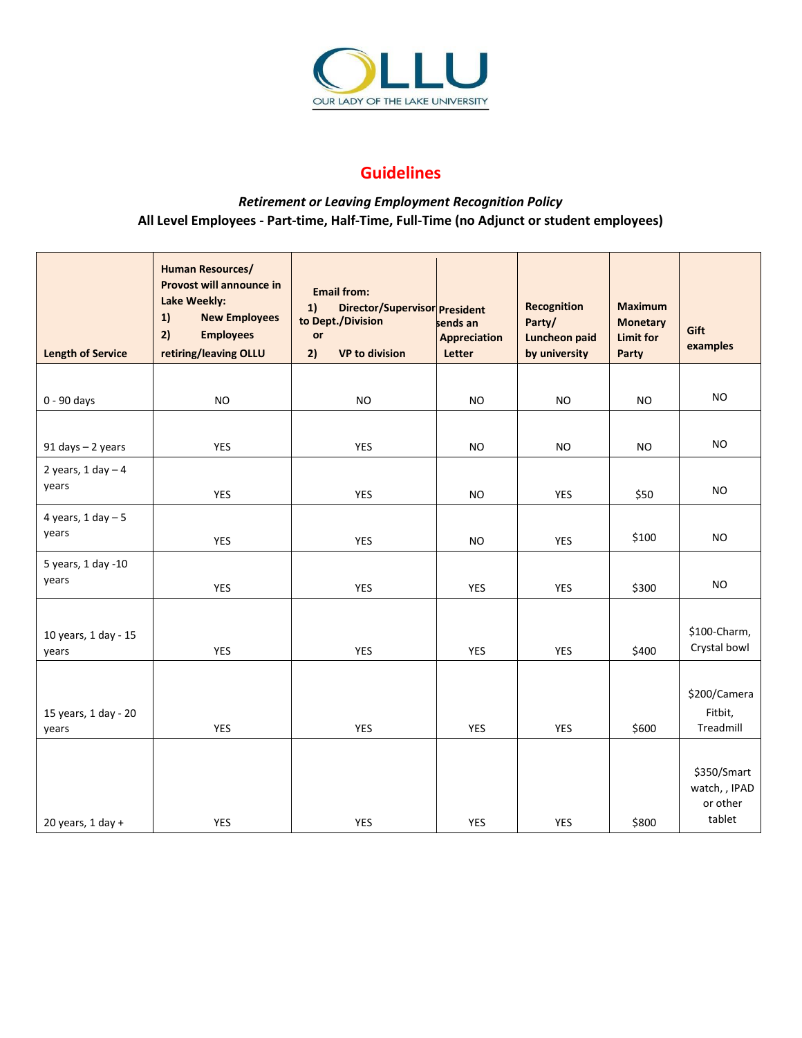## Guidelines

***Retirement or Leaving Employment Recognition Policy***

**All Level Employees - Part-time, Half-Time, Full-Time (no Adjunct or student employees)**

| Length of Service | Human Resources/ Provost will announce in Lake Weekly: 1) New Employees 2) Employees retiring/leaving OLLU | Email from: 1) Director/Supervisor to Dept./Division or 2) VP to division | President sends an Appreciation Letter | Recognition Party/ Luncheon paid by university | Maximum Monetary Limit for Party | Gift examples |
|---|---|---|---|---|---|---|
| 0 - 90 days | NO | NO | NO | NO | NO | NO |
| 91 days – 2 years | YES | YES | NO | NO | NO | NO |
| 2 years, 1 day – 4 years | YES | YES | NO | YES | $50 | NO |
| 4 years, 1 day – 5 years | YES | YES | NO | YES | $100 | NO |
| 5 years, 1 day -10 years | YES | YES | YES | YES | $300 | NO |
| 10 years, 1 day - 15 years | YES | YES | YES | YES | $400 | $100-Charm, Crystal bowl |
| 15 years, 1 day - 20 years | YES | YES | YES | YES | $600 | $200/Camera Fitbit, Treadmill |
| 20 years, 1 day + | YES | YES | YES | YES | $800 | $350/Smart watch, , IPAD or other tablet |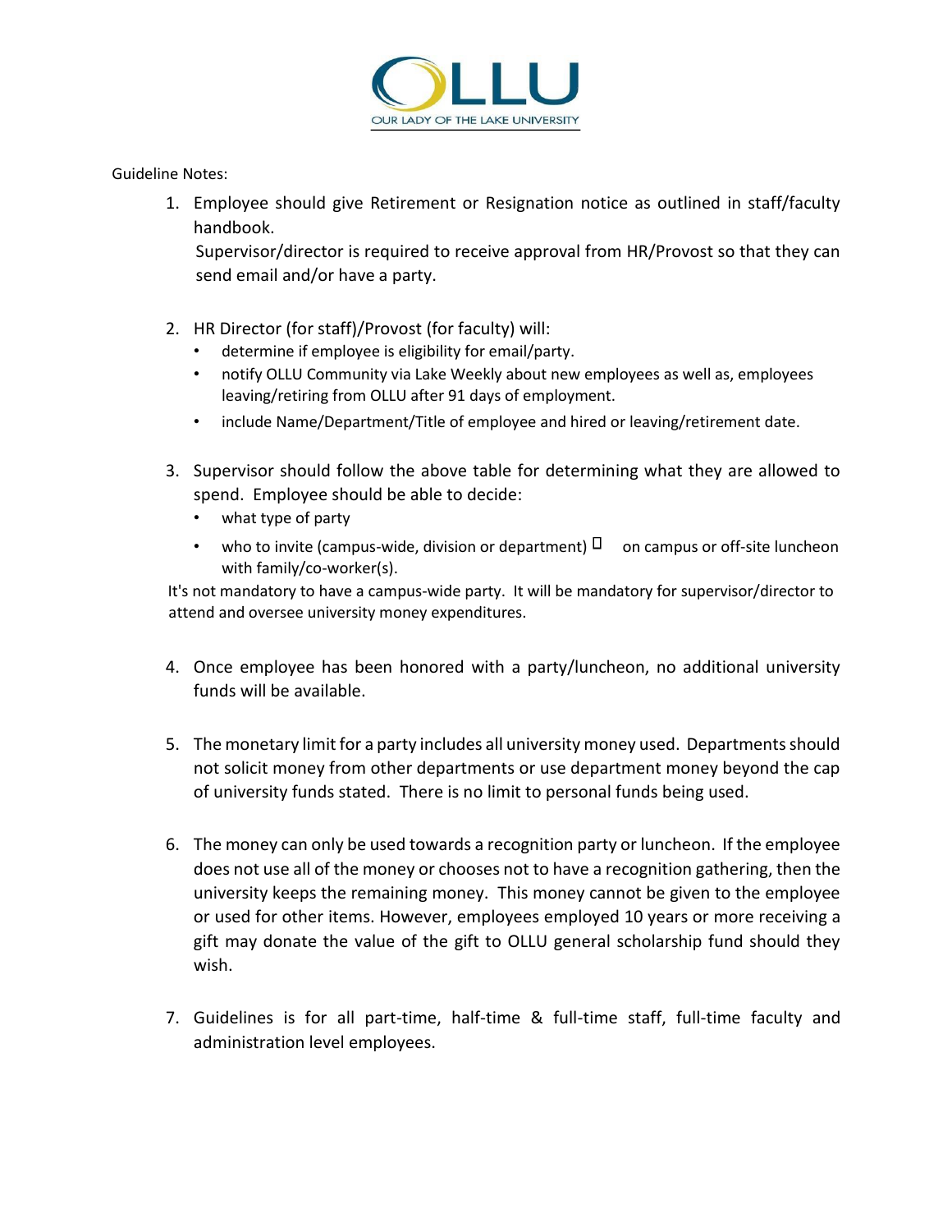Guideline Notes:

1. Employee should give Retirement or Resignation notice as outlined in staff/faculty handbook.
   Supervisor/director is required to receive approval from HR/Provost so that they can send email and/or have a party.

2. HR Director (for staff)/Provost (for faculty) will:
   - determine if employee is eligibility for email/party.
   - notify OLLU Community via Lake Weekly about new employees as well as, employees leaving/retiring from OLLU after 91 days of employment.
   - include Name/Department/Title of employee and hired or leaving/retirement date.

3. Supervisor should follow the above table for determining what they are allowed to spend. Employee should be able to decide:
   - what type of party
   - who to invite (campus-wide, division or department)  on campus or off-site luncheon with family/co-worker(s).

   It's not mandatory to have a campus-wide party. It will be mandatory for supervisor/director to attend and oversee university money expenditures.

4. Once employee has been honored with a party/luncheon, no additional university funds will be available.

5. The monetary limit for a party includes all university money used. Departments should not solicit money from other departments or use department money beyond the cap of university funds stated. There is no limit to personal funds being used.

6. The money can only be used towards a recognition party or luncheon. If the employee does not use all of the money or chooses not to have a recognition gathering, then the university keeps the remaining money. This money cannot be given to the employee or used for other items. However, employees employed 10 years or more receiving a gift may donate the value of the gift to OLLU general scholarship fund should they wish.

7. Guidelines is for all part-time, half-time & full-time staff, full-time faculty and administration level employees.